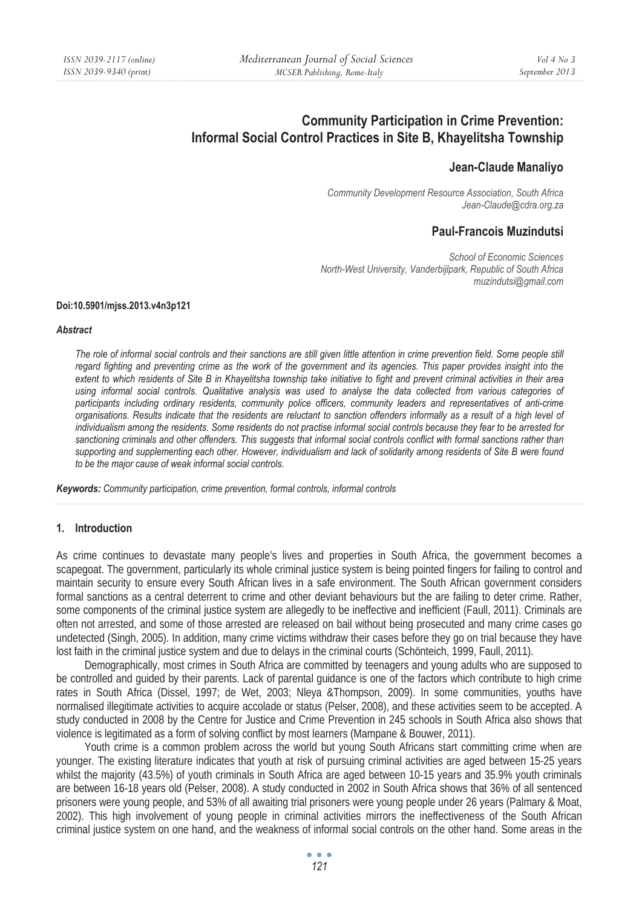# Community Participation in Crime Prevention: Informal Social Control Practices in Site B, Khayelitsha Township

## Jean-Claude Manaliyo

*Community Development Resource Association, South Africa*
*Jean-Claude@cdra.org.za*

## Paul-Francois Muzindutsi

*School of Economic Sciences*
*North-West University, Vanderbijlpark, Republic of South Africa*
*muzindutsi@gmail.com*

**Doi:10.5901/mjss.2013.v4n3p121**

### *Abstract*

*The role of informal social controls and their sanctions are still given little attention in crime prevention field. Some people still regard fighting and preventing crime as the work of the government and its agencies. This paper provides insight into the extent to which residents of Site B in Khayelitsha township take initiative to fight and prevent criminal activities in their area using informal social controls. Qualitative analysis was used to analyse the data collected from various categories of participants including ordinary residents, community police officers, community leaders and representatives of anti-crime organisations. Results indicate that the residents are reluctant to sanction offenders informally as a result of a high level of individualism among the residents. Some residents do not practise informal social controls because they fear to be arrested for sanctioning criminals and other offenders. This suggests that informal social controls conflict with formal sanctions rather than supporting and supplementing each other. However, individualism and lack of solidarity among residents of Site B were found to be the major cause of weak informal social controls.*

***Keywords:*** *Community participation, crime prevention, formal controls, informal controls*

## 1. Introduction

As crime continues to devastate many people's lives and properties in South Africa, the government becomes a scapegoat. The government, particularly its whole criminal justice system is being pointed fingers for failing to control and maintain security to ensure every South African lives in a safe environment. The South African government considers formal sanctions as a central deterrent to crime and other deviant behaviours but the are failing to deter crime. Rather, some components of the criminal justice system are allegedly to be ineffective and inefficient (Faull, 2011). Criminals are often not arrested, and some of those arrested are released on bail without being prosecuted and many crime cases go undetected (Singh, 2005). In addition, many crime victims withdraw their cases before they go on trial because they have lost faith in the criminal justice system and due to delays in the criminal courts (Schönteich, 1999, Faull, 2011).

Demographically, most crimes in South Africa are committed by teenagers and young adults who are supposed to be controlled and guided by their parents. Lack of parental guidance is one of the factors which contribute to high crime rates in South Africa (Dissel, 1997; de Wet, 2003; Nleya &Thompson, 2009). In some communities, youths have normalised illegitimate activities to acquire accolade or status (Pelser, 2008), and these activities seem to be accepted. A study conducted in 2008 by the Centre for Justice and Crime Prevention in 245 schools in South Africa also shows that violence is legitimated as a form of solving conflict by most learners (Mampane & Bouwer, 2011).

Youth crime is a common problem across the world but young South Africans start committing crime when are younger. The existing literature indicates that youth at risk of pursuing criminal activities are aged between 15-25 years whilst the majority (43.5%) of youth criminals in South Africa are aged between 10-15 years and 35.9% youth criminals are between 16-18 years old (Pelser, 2008). A study conducted in 2002 in South Africa shows that 36% of all sentenced prisoners were young people, and 53% of all awaiting trial prisoners were young people under 26 years (Palmary & Moat, 2002). This high involvement of young people in criminal activities mirrors the ineffectiveness of the South African criminal justice system on one hand, and the weakness of informal social controls on the other hand. Some areas in the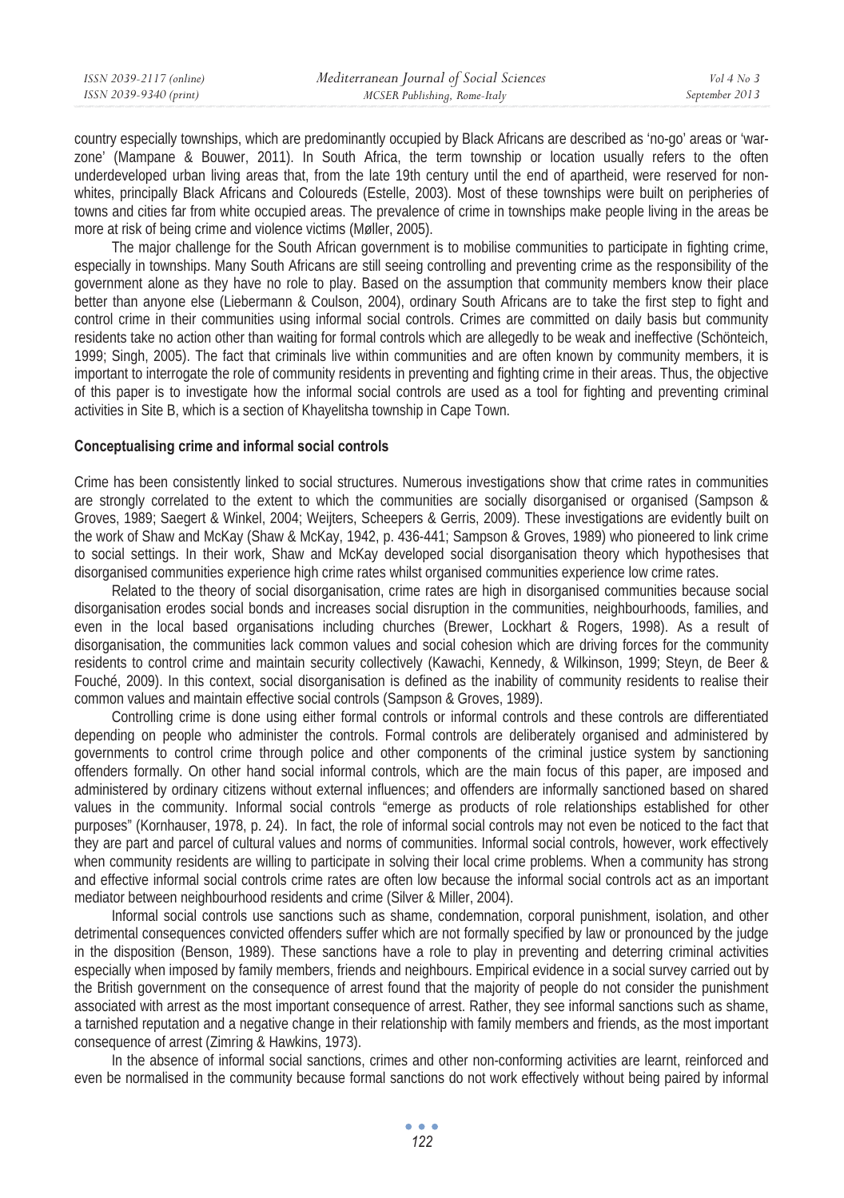country especially townships, which are predominantly occupied by Black Africans are described as 'no-go' areas or 'war-zone' (Mampane & Bouwer, 2011). In South Africa, the term township or location usually refers to the often underdeveloped urban living areas that, from the late 19th century until the end of apartheid, were reserved for non-whites, principally Black Africans and Coloureds (Estelle, 2003). Most of these townships were built on peripheries of towns and cities far from white occupied areas. The prevalence of crime in townships make people living in the areas be more at risk of being crime and violence victims (Møller, 2005).

The major challenge for the South African government is to mobilise communities to participate in fighting crime, especially in townships. Many South Africans are still seeing controlling and preventing crime as the responsibility of the government alone as they have no role to play. Based on the assumption that community members know their place better than anyone else (Liebermann & Coulson, 2004), ordinary South Africans are to take the first step to fight and control crime in their communities using informal social controls. Crimes are committed on daily basis but community residents take no action other than waiting for formal controls which are allegedly to be weak and ineffective (Schönteich, 1999; Singh, 2005). The fact that criminals live within communities and are often known by community members, it is important to interrogate the role of community residents in preventing and fighting crime in their areas. Thus, the objective of this paper is to investigate how the informal social controls are used as a tool for fighting and preventing criminal activities in Site B, which is a section of Khayelitsha township in Cape Town.

## Conceptualising crime and informal social controls

Crime has been consistently linked to social structures. Numerous investigations show that crime rates in communities are strongly correlated to the extent to which the communities are socially disorganised or organised (Sampson & Groves, 1989; Saegert & Winkel, 2004; Weijters, Scheepers & Gerris, 2009). These investigations are evidently built on the work of Shaw and McKay (Shaw & McKay, 1942, p. 436-441; Sampson & Groves, 1989) who pioneered to link crime to social settings. In their work, Shaw and McKay developed social disorganisation theory which hypothesises that disorganised communities experience high crime rates whilst organised communities experience low crime rates.

Related to the theory of social disorganisation, crime rates are high in disorganised communities because social disorganisation erodes social bonds and increases social disruption in the communities, neighbourhoods, families, and even in the local based organisations including churches (Brewer, Lockhart & Rogers, 1998). As a result of disorganisation, the communities lack common values and social cohesion which are driving forces for the community residents to control crime and maintain security collectively (Kawachi, Kennedy, & Wilkinson, 1999; Steyn, de Beer & Fouché, 2009). In this context, social disorganisation is defined as the inability of community residents to realise their common values and maintain effective social controls (Sampson & Groves, 1989).

Controlling crime is done using either formal controls or informal controls and these controls are differentiated depending on people who administer the controls. Formal controls are deliberately organised and administered by governments to control crime through police and other components of the criminal justice system by sanctioning offenders formally. On other hand social informal controls, which are the main focus of this paper, are imposed and administered by ordinary citizens without external influences; and offenders are informally sanctioned based on shared values in the community. Informal social controls "emerge as products of role relationships established for other purposes" (Kornhauser, 1978, p. 24). In fact, the role of informal social controls may not even be noticed to the fact that they are part and parcel of cultural values and norms of communities. Informal social controls, however, work effectively when community residents are willing to participate in solving their local crime problems. When a community has strong and effective informal social controls crime rates are often low because the informal social controls act as an important mediator between neighbourhood residents and crime (Silver & Miller, 2004).

Informal social controls use sanctions such as shame, condemnation, corporal punishment, isolation, and other detrimental consequences convicted offenders suffer which are not formally specified by law or pronounced by the judge in the disposition (Benson, 1989). These sanctions have a role to play in preventing and deterring criminal activities especially when imposed by family members, friends and neighbours. Empirical evidence in a social survey carried out by the British government on the consequence of arrest found that the majority of people do not consider the punishment associated with arrest as the most important consequence of arrest. Rather, they see informal sanctions such as shame, a tarnished reputation and a negative change in their relationship with family members and friends, as the most important consequence of arrest (Zimring & Hawkins, 1973).

In the absence of informal social sanctions, crimes and other non-conforming activities are learnt, reinforced and even be normalised in the community because formal sanctions do not work effectively without being paired by informal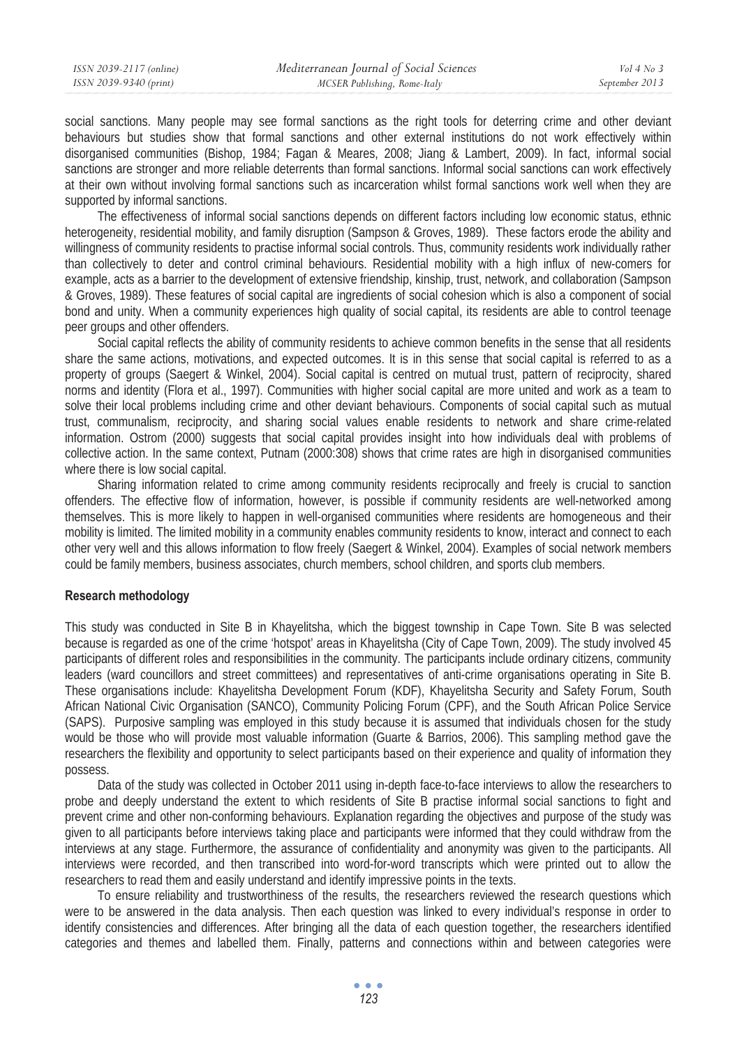social sanctions. Many people may see formal sanctions as the right tools for deterring crime and other deviant behaviours but studies show that formal sanctions and other external institutions do not work effectively within disorganised communities (Bishop, 1984; Fagan & Meares, 2008; Jiang & Lambert, 2009). In fact, informal social sanctions are stronger and more reliable deterrents than formal sanctions. Informal social sanctions can work effectively at their own without involving formal sanctions such as incarceration whilst formal sanctions work well when they are supported by informal sanctions.

The effectiveness of informal social sanctions depends on different factors including low economic status, ethnic heterogeneity, residential mobility, and family disruption (Sampson & Groves, 1989). These factors erode the ability and willingness of community residents to practise informal social controls. Thus, community residents work individually rather than collectively to deter and control criminal behaviours. Residential mobility with a high influx of new-comers for example, acts as a barrier to the development of extensive friendship, kinship, trust, network, and collaboration (Sampson & Groves, 1989). These features of social capital are ingredients of social cohesion which is also a component of social bond and unity. When a community experiences high quality of social capital, its residents are able to control teenage peer groups and other offenders.

Social capital reflects the ability of community residents to achieve common benefits in the sense that all residents share the same actions, motivations, and expected outcomes. It is in this sense that social capital is referred to as a property of groups (Saegert & Winkel, 2004). Social capital is centred on mutual trust, pattern of reciprocity, shared norms and identity (Flora et al., 1997). Communities with higher social capital are more united and work as a team to solve their local problems including crime and other deviant behaviours. Components of social capital such as mutual trust, communalism, reciprocity, and sharing social values enable residents to network and share crime-related information. Ostrom (2000) suggests that social capital provides insight into how individuals deal with problems of collective action. In the same context, Putnam (2000:308) shows that crime rates are high in disorganised communities where there is low social capital.

Sharing information related to crime among community residents reciprocally and freely is crucial to sanction offenders. The effective flow of information, however, is possible if community residents are well-networked among themselves. This is more likely to happen in well-organised communities where residents are homogeneous and their mobility is limited. The limited mobility in a community enables community residents to know, interact and connect to each other very well and this allows information to flow freely (Saegert & Winkel, 2004). Examples of social network members could be family members, business associates, church members, school children, and sports club members.

## Research methodology

This study was conducted in Site B in Khayelitsha, which the biggest township in Cape Town. Site B was selected because is regarded as one of the crime 'hotspot' areas in Khayelitsha (City of Cape Town, 2009). The study involved 45 participants of different roles and responsibilities in the community. The participants include ordinary citizens, community leaders (ward councillors and street committees) and representatives of anti-crime organisations operating in Site B. These organisations include: Khayelitsha Development Forum (KDF), Khayelitsha Security and Safety Forum, South African National Civic Organisation (SANCO), Community Policing Forum (CPF), and the South African Police Service (SAPS). Purposive sampling was employed in this study because it is assumed that individuals chosen for the study would be those who will provide most valuable information (Guarte & Barrios, 2006). This sampling method gave the researchers the flexibility and opportunity to select participants based on their experience and quality of information they possess.

Data of the study was collected in October 2011 using in-depth face-to-face interviews to allow the researchers to probe and deeply understand the extent to which residents of Site B practise informal social sanctions to fight and prevent crime and other non-conforming behaviours. Explanation regarding the objectives and purpose of the study was given to all participants before interviews taking place and participants were informed that they could withdraw from the interviews at any stage. Furthermore, the assurance of confidentiality and anonymity was given to the participants. All interviews were recorded, and then transcribed into word-for-word transcripts which were printed out to allow the researchers to read them and easily understand and identify impressive points in the texts.

To ensure reliability and trustworthiness of the results, the researchers reviewed the research questions which were to be answered in the data analysis. Then each question was linked to every individual's response in order to identify consistencies and differences. After bringing all the data of each question together, the researchers identified categories and themes and labelled them. Finally, patterns and connections within and between categories were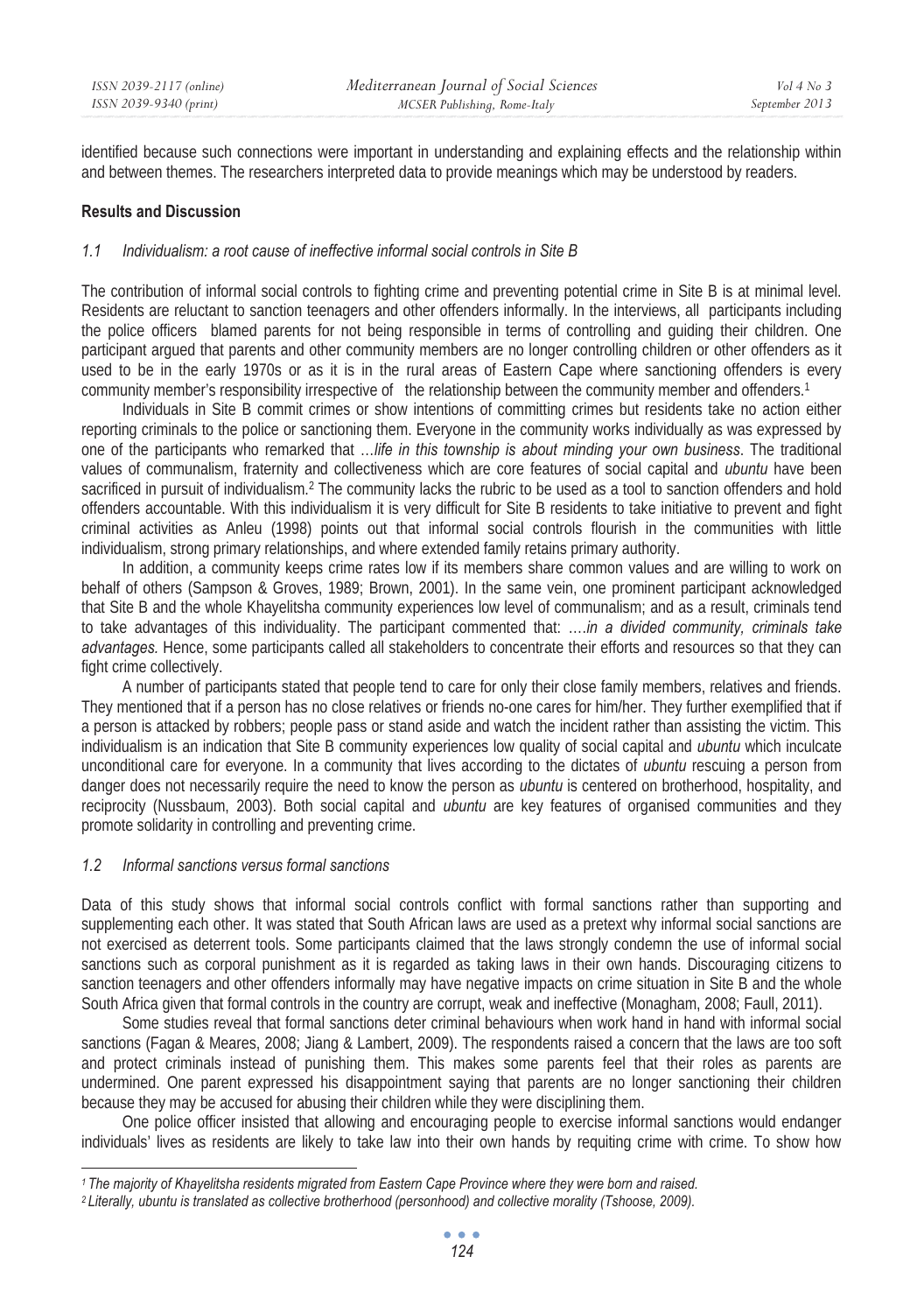identified because such connections were important in understanding and explaining effects and the relationship within and between themes. The researchers interpreted data to provide meanings which may be understood by readers.

## Results and Discussion

### *1.1 Individualism: a root cause of ineffective informal social controls in Site B*

The contribution of informal social controls to fighting crime and preventing potential crime in Site B is at minimal level. Residents are reluctant to sanction teenagers and other offenders informally. In the interviews, all participants including the police officers blamed parents for not being responsible in terms of controlling and guiding their children. One participant argued that parents and other community members are no longer controlling children or other offenders as it used to be in the early 1970s or as it is in the rural areas of Eastern Cape where sanctioning offenders is every community member's responsibility irrespective of the relationship between the community member and offenders.[1]

Individuals in Site B commit crimes or show intentions of committing crimes but residents take no action either reporting criminals to the police or sanctioning them. Everyone in the community works individually as was expressed by one of the participants who remarked that *…life in this township is about minding your own business*. The traditional values of communalism, fraternity and collectiveness which are core features of social capital and *ubuntu* have been sacrificed in pursuit of individualism.[2] The community lacks the rubric to be used as a tool to sanction offenders and hold offenders accountable. With this individualism it is very difficult for Site B residents to take initiative to prevent and fight criminal activities as Anleu (1998) points out that informal social controls flourish in the communities with little individualism, strong primary relationships, and where extended family retains primary authority.

In addition, a community keeps crime rates low if its members share common values and are willing to work on behalf of others (Sampson & Groves, 1989; Brown, 2001). In the same vein, one prominent participant acknowledged that Site B and the whole Khayelitsha community experiences low level of communalism; and as a result, criminals tend to take advantages of this individuality. The participant commented that: *….in a divided community, criminals take advantages.* Hence, some participants called all stakeholders to concentrate their efforts and resources so that they can fight crime collectively.

A number of participants stated that people tend to care for only their close family members, relatives and friends. They mentioned that if a person has no close relatives or friends no-one cares for him/her. They further exemplified that if a person is attacked by robbers; people pass or stand aside and watch the incident rather than assisting the victim. This individualism is an indication that Site B community experiences low quality of social capital and *ubuntu* which inculcate unconditional care for everyone. In a community that lives according to the dictates of *ubuntu* rescuing a person from danger does not necessarily require the need to know the person as *ubuntu* is centered on brotherhood, hospitality, and reciprocity (Nussbaum, 2003). Both social capital and *ubuntu* are key features of organised communities and they promote solidarity in controlling and preventing crime.

### *1.2 Informal sanctions versus formal sanctions*

Data of this study shows that informal social controls conflict with formal sanctions rather than supporting and supplementing each other. It was stated that South African laws are used as a pretext why informal social sanctions are not exercised as deterrent tools. Some participants claimed that the laws strongly condemn the use of informal social sanctions such as corporal punishment as it is regarded as taking laws in their own hands. Discouraging citizens to sanction teenagers and other offenders informally may have negative impacts on crime situation in Site B and the whole South Africa given that formal controls in the country are corrupt, weak and ineffective (Monagham, 2008; Faull, 2011).

Some studies reveal that formal sanctions deter criminal behaviours when work hand in hand with informal social sanctions (Fagan & Meares, 2008; Jiang & Lambert, 2009). The respondents raised a concern that the laws are too soft and protect criminals instead of punishing them. This makes some parents feel that their roles as parents are undermined. One parent expressed his disappointment saying that parents are no longer sanctioning their children because they may be accused for abusing their children while they were disciplining them.

One police officer insisted that allowing and encouraging people to exercise informal sanctions would endanger individuals' lives as residents are likely to take law into their own hands by requiting crime with crime. To show how

---

*[1] The majority of Khayelitsha residents migrated from Eastern Cape Province where they were born and raised.*

*[2] Literally, ubuntu is translated as collective brotherhood (personhood) and collective morality (Tshoose, 2009).*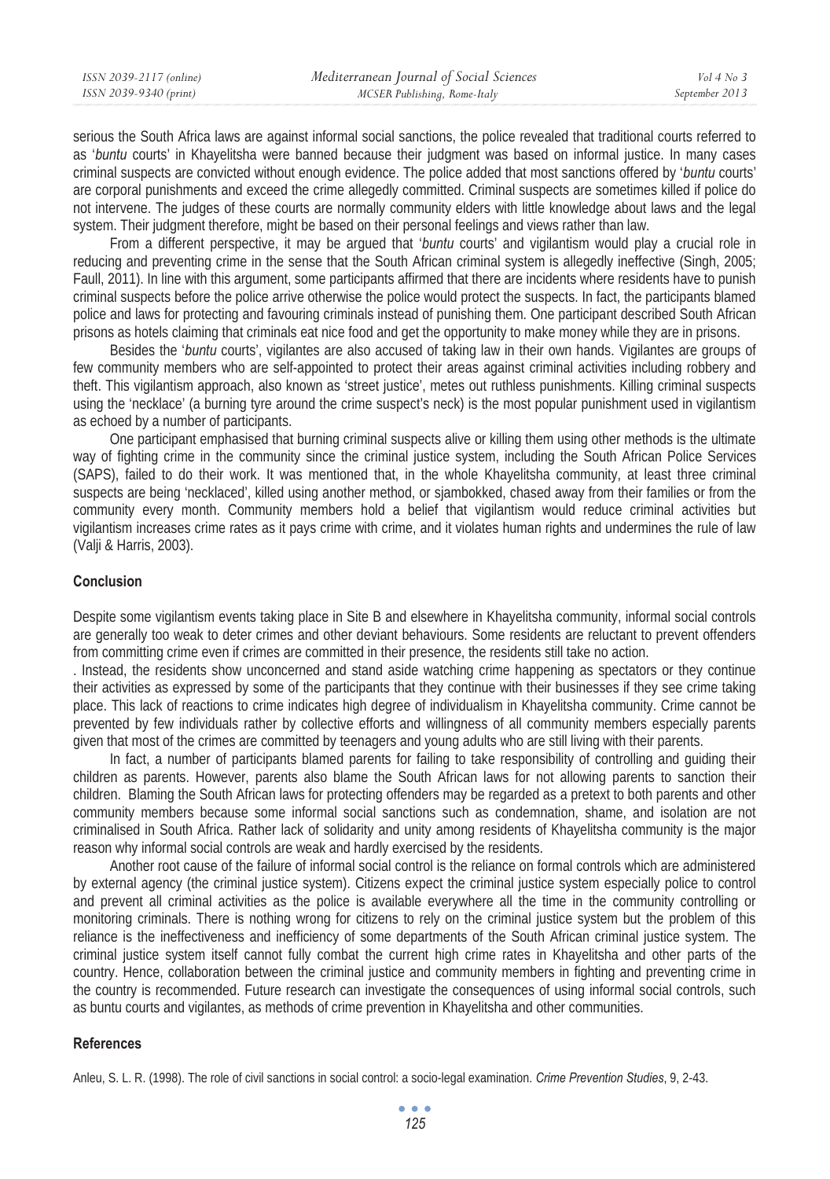serious the South Africa laws are against informal social sanctions, the police revealed that traditional courts referred to as '*buntu* courts' in Khayelitsha were banned because their judgment was based on informal justice. In many cases criminal suspects are convicted without enough evidence. The police added that most sanctions offered by '*buntu* courts' are corporal punishments and exceed the crime allegedly committed. Criminal suspects are sometimes killed if police do not intervene. The judges of these courts are normally community elders with little knowledge about laws and the legal system. Their judgment therefore, might be based on their personal feelings and views rather than law.

From a different perspective, it may be argued that '*buntu* courts' and vigilantism would play a crucial role in reducing and preventing crime in the sense that the South African criminal system is allegedly ineffective (Singh, 2005; Faull, 2011). In line with this argument, some participants affirmed that there are incidents where residents have to punish criminal suspects before the police arrive otherwise the police would protect the suspects. In fact, the participants blamed police and laws for protecting and favouring criminals instead of punishing them. One participant described South African prisons as hotels claiming that criminals eat nice food and get the opportunity to make money while they are in prisons.

Besides the '*buntu* courts', vigilantes are also accused of taking law in their own hands. Vigilantes are groups of few community members who are self-appointed to protect their areas against criminal activities including robbery and theft. This vigilantism approach, also known as 'street justice', metes out ruthless punishments. Killing criminal suspects using the 'necklace' (a burning tyre around the crime suspect's neck) is the most popular punishment used in vigilantism as echoed by a number of participants.

One participant emphasised that burning criminal suspects alive or killing them using other methods is the ultimate way of fighting crime in the community since the criminal justice system, including the South African Police Services (SAPS), failed to do their work. It was mentioned that, in the whole Khayelitsha community, at least three criminal suspects are being 'necklaced', killed using another method, or sjambokked, chased away from their families or from the community every month. Community members hold a belief that vigilantism would reduce criminal activities but vigilantism increases crime rates as it pays crime with crime, and it violates human rights and undermines the rule of law (Valji & Harris, 2003).

## Conclusion

Despite some vigilantism events taking place in Site B and elsewhere in Khayelitsha community, informal social controls are generally too weak to deter crimes and other deviant behaviours. Some residents are reluctant to prevent offenders from committing crime even if crimes are committed in their presence, the residents still take no action.

. Instead, the residents show unconcerned and stand aside watching crime happening as spectators or they continue their activities as expressed by some of the participants that they continue with their businesses if they see crime taking place. This lack of reactions to crime indicates high degree of individualism in Khayelitsha community. Crime cannot be prevented by few individuals rather by collective efforts and willingness of all community members especially parents given that most of the crimes are committed by teenagers and young adults who are still living with their parents.

In fact, a number of participants blamed parents for failing to take responsibility of controlling and guiding their children as parents. However, parents also blame the South African laws for not allowing parents to sanction their children. Blaming the South African laws for protecting offenders may be regarded as a pretext to both parents and other community members because some informal social sanctions such as condemnation, shame, and isolation are not criminalised in South Africa. Rather lack of solidarity and unity among residents of Khayelitsha community is the major reason why informal social controls are weak and hardly exercised by the residents.

Another root cause of the failure of informal social control is the reliance on formal controls which are administered by external agency (the criminal justice system). Citizens expect the criminal justice system especially police to control and prevent all criminal activities as the police is available everywhere all the time in the community controlling or monitoring criminals. There is nothing wrong for citizens to rely on the criminal justice system but the problem of this reliance is the ineffectiveness and inefficiency of some departments of the South African criminal justice system. The criminal justice system itself cannot fully combat the current high crime rates in Khayelitsha and other parts of the country. Hence, collaboration between the criminal justice and community members in fighting and preventing crime in the country is recommended. Future research can investigate the consequences of using informal social controls, such as buntu courts and vigilantes, as methods of crime prevention in Khayelitsha and other communities.

## References

Anleu, S. L. R. (1998). The role of civil sanctions in social control: a socio-legal examination. *Crime Prevention Studies*, 9, 2-43.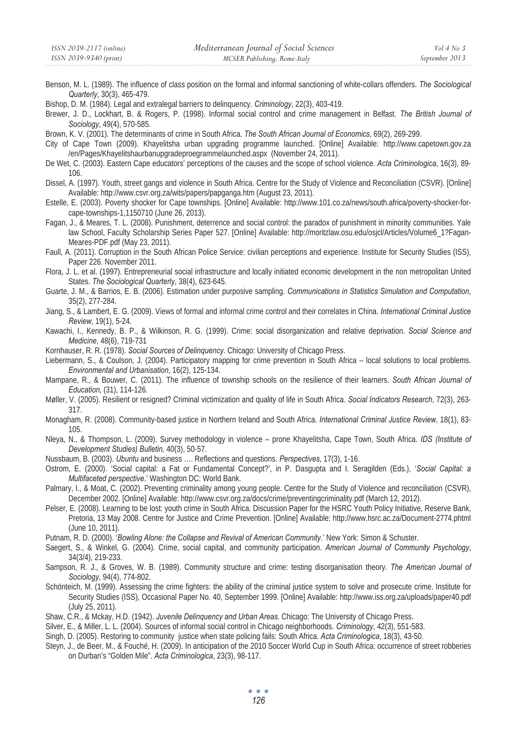Benson, M. L. (1989). The influence of class position on the formal and informal sanctioning of white-collars offenders. *The Sociological Quarterly*, 30(3), 465-479.

Bishop, D. M. (1984). Legal and extralegal barriers to delinquency. *Criminology*, 22(3), 403-419.

Brewer, J. D., Lockhart, B. & Rogers, P. (1998). Informal social control and crime management in Belfast. *The British Journal of Sociology*, 49(4), 570-585.

Brown, K. V. (2001). The determinants of crime in South Africa. *The South African Journal of Economics*, 69(2), 269-299.

City of Cape Town (2009). Khayelitsha urban upgrading programme launched. [Online] Available: http://www.capetown.gov.za /en/Pages/Khayelitshaurbanupgradeproegrammelaunched.aspx (November 24, 2011).

De Wet, C. (2003). Eastern Cape educators' perceptions of the causes and the scope of school violence. *Acta Criminologica*, 16(3), 89-106.

Dissel, A. (1997). Youth, street gangs and violence in South Africa. Centre for the Study of Violence and Reconciliation (CSVR). [Online] Available: http://www.csvr.org.za/wits/papers/papganga.htm (August 23, 2011).

Estelle, E. (2003). Poverty shocker for Cape townships. [Online] Available: http://www.101.co.za/news/south.africa/poverty-shocker-for-cape-townships-1,1150710 (June 26, 2013).

Fagan, J., & Meares, T. L. (2008). Punishment, deterrence and social control: the paradox of punishment in minority communities. Yale law School, Faculty Scholarship Series Paper 527. [Online] Available: http://moritzlaw.osu.edu/osjcl/Articles/Volume6_1?Fagan-Meares-PDF.pdf (May 23, 2011).

Faull, A. (2011). Corruption in the South African Police Service: civilian perceptions and experience. Institute for Security Studies (ISS), Paper 226. November 2011.

Flora, J. L. et al. (1997). Entrepreneurial social infrastructure and locally initiated economic development in the non metropolitan United States. *The Sociological Quarterly*, 38(4), 623-645.

Guarte, J. M., & Barrios, E. B. (2006). Estimation under purposive sampling. *Communications in Statistics Simulation and Computation*, 35(2), 277-284.

Jiang, S., & Lambert, E. G. (2009). Views of formal and informal crime control and their correlates in China. *International Criminal Justice Review*, 19(1), 5-24.

Kawachi, I., Kennedy, B. P., & Wilkinson, R. G. (1999). Crime: social disorganization and relative deprivation. *Social Science and Medicine*, 48(6), 719-731

Kornhauser, R. R. (1978). *Social Sources of Delinquency*. Chicago: University of Chicago Press.

Liebermann, S., & Coulson, J. (2004). Participatory mapping for crime prevention in South Africa – local solutions to local problems. *Environmental and Urbanisation*, 16(2), 125-134.

Mampane, R., & Bouwer, C. (2011). The influence of township schools on the resilience of their learners. *South African Journal of Education,* (31), 114-126.

Møller, V. (2005). Resilient or resigned? Criminal victimization and quality of life in South Africa. *Social Indicators Research*, 72(3), 263-317.

Monagham, R. (2008). Community-based justice in Northern Ireland and South Africa. *International Criminal Justice Review*, 18(1), 83-105.

Nleya, N., & Thompson, L. (2009). Survey methodology in violence – prone Khayelitsha, Cape Town, South Africa. *IDS (Institute of Development Studies) Bulletin,* 40(3), 50-57.

Nussbaum, B. (2003). *Ubuntu* and business …. Reflections and questions. *Perspectives,* 17(3), 1-16.

Ostrom, E. (2000). 'Social capital: a Fat or Fundamental Concept?', in P. Dasgupta and I. Seragilden (Eds.), '*Social Capital: a Multifaceted perspective*.' Washington DC: World Bank.

Palmary, I., & Moat, C. (2002). Preventing criminality among young people. Centre for the Study of Violence and reconciliation (CSVR), December 2002. [Online] Available: http://www.csvr.org.za/docs/crime/preventingcriminality.pdf (March 12, 2012).

Pelser, E. (2008). Learning to be lost: youth crime in South Africa. Discussion Paper for the HSRC Youth Policy Initiative, Reserve Bank, Pretoria, 13 May 2008. Centre for Justice and Crime Prevention. [Online] Available: http://www.hsrc.ac.za/Document-2774.phtml (June 10, 2011).

Putnam, R. D. (2000). '*Bowling Alone: the Collapse and Revival of American Community*.' New York: Simon & Schuster.

Saegert, S., & Winkel, G. (2004). Crime, social capital, and community participation. *American Journal of Community Psychology*, 34(3/4), 219-233.

Sampson, R. J., & Groves, W. B. (1989). Community structure and crime: testing disorganisation theory. *The American Journal of Sociology*, 94(4), 774-802.

Schönteich, M. (1999). Assessing the crime fighters: the ability of the criminal justice system to solve and prosecute crime. Institute for Security Studies (ISS), Occasional Paper No. 40, September 1999. [Online] Available: http://www.iss.org.za/uploads/paper40.pdf (July 25, 2011).

Shaw, C.R., & Mckay, H.D. (1942). *Juvenile Delinquency and Urban Areas.* Chicago: The University of Chicago Press.

Silver, E., & Miller, L. L. (2004). Sources of informal social control in Chicago neighborhoods. *Criminology*, 42(3), 551-583.

Singh, D. (2005). Restoring to community justice when state policing fails: South Africa. *Acta Criminologica*, 18(3), 43-50.

Steyn, J., de Beer, M., & Fouché, H. (2009). In anticipation of the 2010 Soccer World Cup in South Africa: occurrence of street robberies on Durban's "Golden Mile". *Acta Criminologica*, 23(3), 98-117.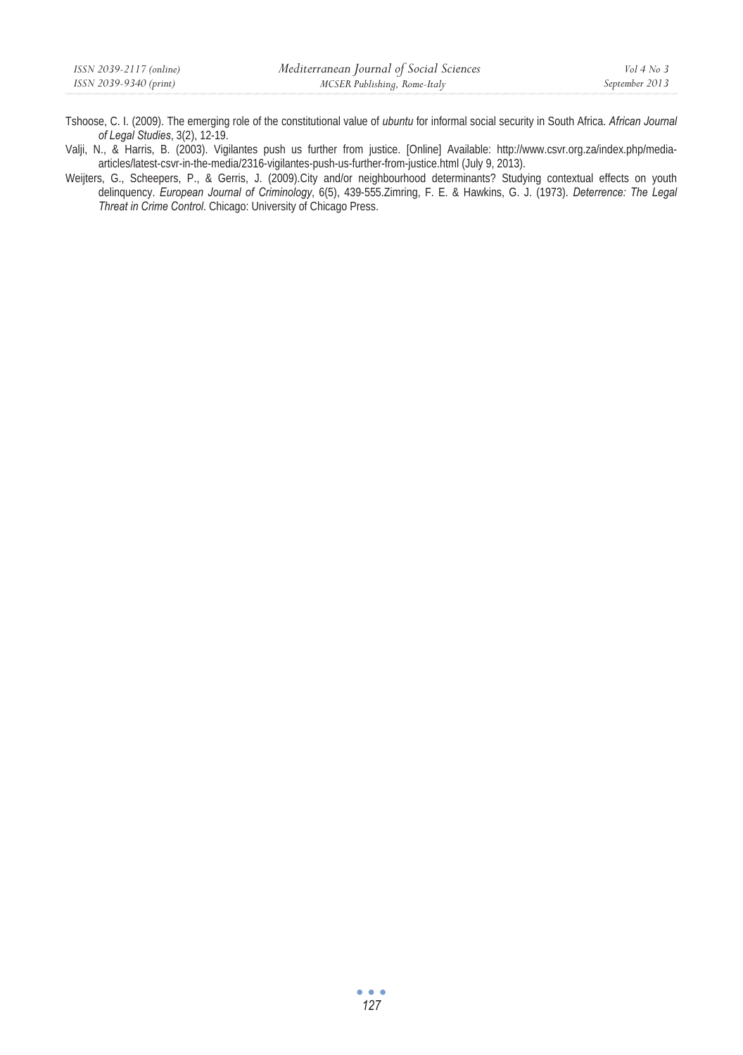Tshoose, C. I. (2009). The emerging role of the constitutional value of *ubuntu* for informal social security in South Africa. *African Journal of Legal Studies*, 3(2), 12-19.

Valji, N., & Harris, B. (2003). Vigilantes push us further from justice. [Online] Available: http://www.csvr.org.za/index.php/media-articles/latest-csvr-in-the-media/2316-vigilantes-push-us-further-from-justice.html (July 9, 2013).

Weijters, G., Scheepers, P., & Gerris, J. (2009).City and/or neighbourhood determinants? Studying contextual effects on youth delinquency. *European Journal of Criminology*, 6(5), 439-555.Zimring, F. E. & Hawkins, G. J. (1973). *Deterrence: The Legal Threat in Crime Control*. Chicago: University of Chicago Press.